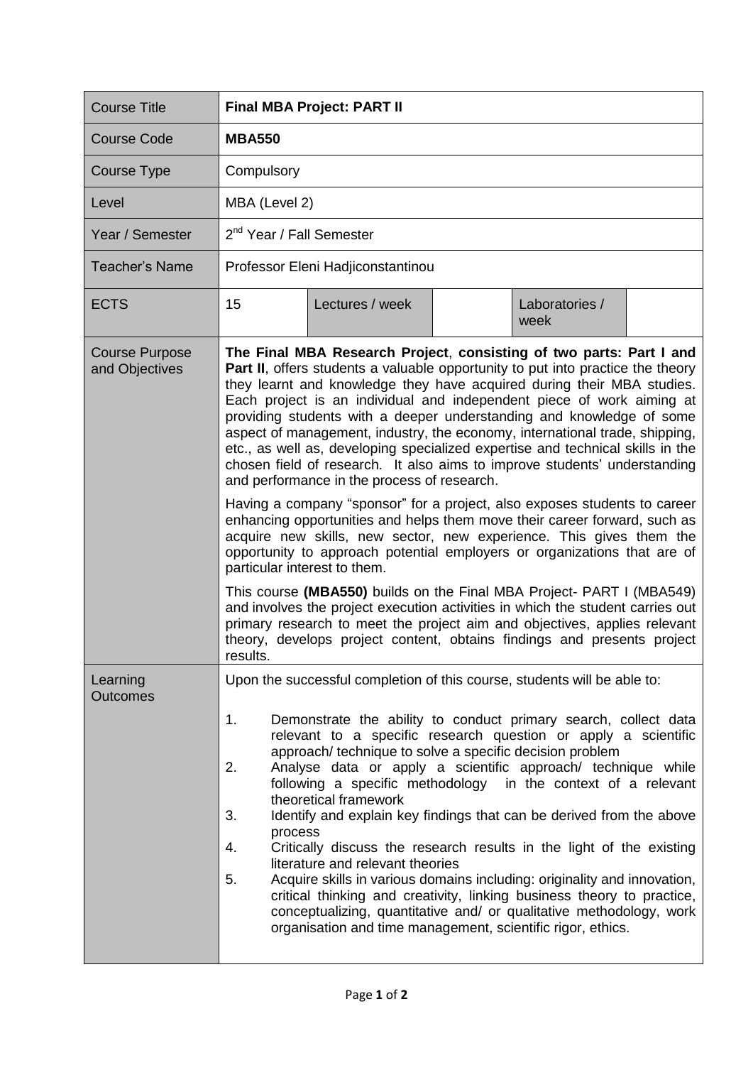| Course Title | **Final MBA Project: PART II** | | | | |
|---|---|---|---|---|---|
| Course Code | **MBA550** | | | | |
| Course Type | Compulsory | | | | |
| Level | MBA (Level 2) | | | | |
| Year / Semester | 2nd Year / Fall Semester | | | | |
| Teacher's Name | Professor Eleni Hadjiconstantinou | | | | |
| ECTS | 15 | Lectures / week | | Laboratories / week | |
| Course Purpose and Objectives | **The Final MBA Research Project**, **consisting of two parts: Part I and Part II**, offers students a valuable opportunity to put into practice the theory they learnt and knowledge they have acquired during their MBA studies. Each project is an individual and independent piece of work aiming at providing students with a deeper understanding and knowledge of some aspect of management, industry, the economy, international trade, shipping, etc., as well as, developing specialized expertise and technical skills in the chosen field of research. It also aims to improve students' understanding and performance in the process of research.<br><br>Having a company "sponsor" for a project, also exposes students to career enhancing opportunities and helps them move their career forward, such as acquire new skills, new sector, new experience. This gives them the opportunity to approach potential employers or organizations that are of particular interest to them.<br><br>This course **(MBA550)** builds on the Final MBA Project- PART I (MBA549) and involves the project execution activities in which the student carries out primary research to meet the project aim and objectives, applies relevant theory, develops project content, obtains findings and presents project results. | | | | |
| Learning Outcomes | Upon the successful completion of this course, students will be able to:<br><br>1. Demonstrate the ability to conduct primary search, collect data relevant to a specific research question or apply a scientific approach/ technique to solve a specific decision problem<br>2. Analyse data or apply a scientific approach/ technique while following a specific methodology in the context of a relevant theoretical framework<br>3. Identify and explain key findings that can be derived from the above process<br>4. Critically discuss the research results in the light of the existing literature and relevant theories<br>5. Acquire skills in various domains including: originality and innovation, critical thinking and creativity, linking business theory to practice, conceptualizing, quantitative and/ or qualitative methodology, work organisation and time management, scientific rigor, ethics. | | | | |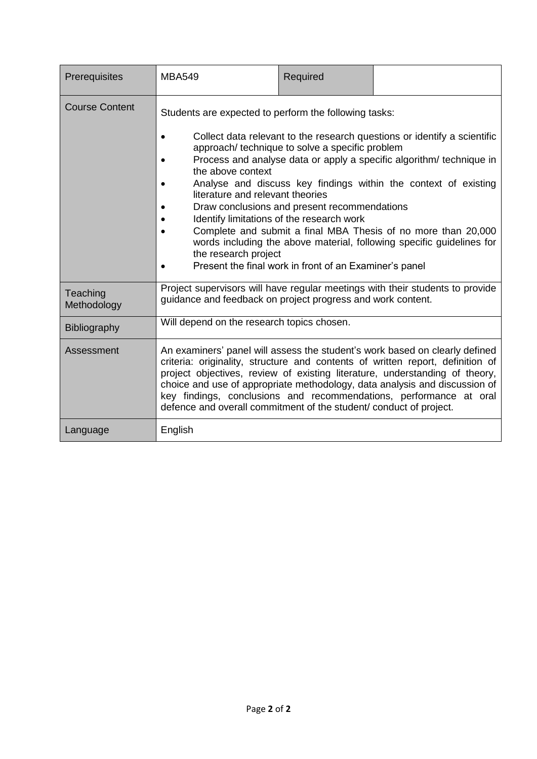| | | | |
|---|---|---|---|
| Prerequisites | MBA549 | Required | |
| Course Content | Students are expected to perform the following tasks:<br>• Collect data relevant to the research questions or identify a scientific approach/ technique to solve a specific problem<br>• Process and analyse data or apply a specific algorithm/ technique in the above context<br>• Analyse and discuss key findings within the context of existing literature and relevant theories<br>• Draw conclusions and present recommendations<br>• Identify limitations of the research work<br>• Complete and submit a final MBA Thesis of no more than 20,000 words including the above material, following specific guidelines for the research project<br>• Present the final work in front of an Examiner's panel | | |
| Teaching Methodology | Project supervisors will have regular meetings with their students to provide guidance and feedback on project progress and work content. | | |
| Bibliography | Will depend on the research topics chosen. | | |
| Assessment | An examiners' panel will assess the student's work based on clearly defined criteria: originality, structure and contents of written report, definition of project objectives, review of existing literature, understanding of theory, choice and use of appropriate methodology, data analysis and discussion of key findings, conclusions and recommendations, performance at oral defence and overall commitment of the student/ conduct of project. | | |
| Language | English | | |